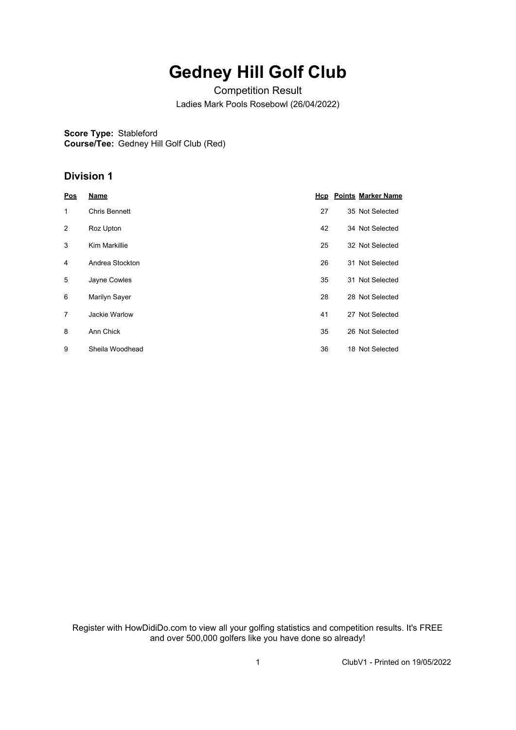# Gedney Hill Golf Club

Competition Result

Ladies Mark Pools Rosebowl (26/04/2022)

**Score Type:** Stableford
**Course/Tee:** Gedney Hill Golf Club (Red)

## Division 1

| Pos | Name | Hcp | Points | Marker Name |
|---|---|---|---|---|
| 1 | Chris Bennett | 27 | 35 | Not Selected |
| 2 | Roz Upton | 42 | 34 | Not Selected |
| 3 | Kim Markillie | 25 | 32 | Not Selected |
| 4 | Andrea Stockton | 26 | 31 | Not Selected |
| 5 | Jayne Cowles | 35 | 31 | Not Selected |
| 6 | Marilyn Sayer | 28 | 28 | Not Selected |
| 7 | Jackie Warlow | 41 | 27 | Not Selected |
| 8 | Ann Chick | 35 | 26 | Not Selected |
| 9 | Sheila Woodhead | 36 | 18 | Not Selected |

Register with HowDidiDo.com to view all your golfing statistics and competition results. It's FREE and over 500,000 golfers like you have done so already!

ClubV1 - Printed on 19/05/2022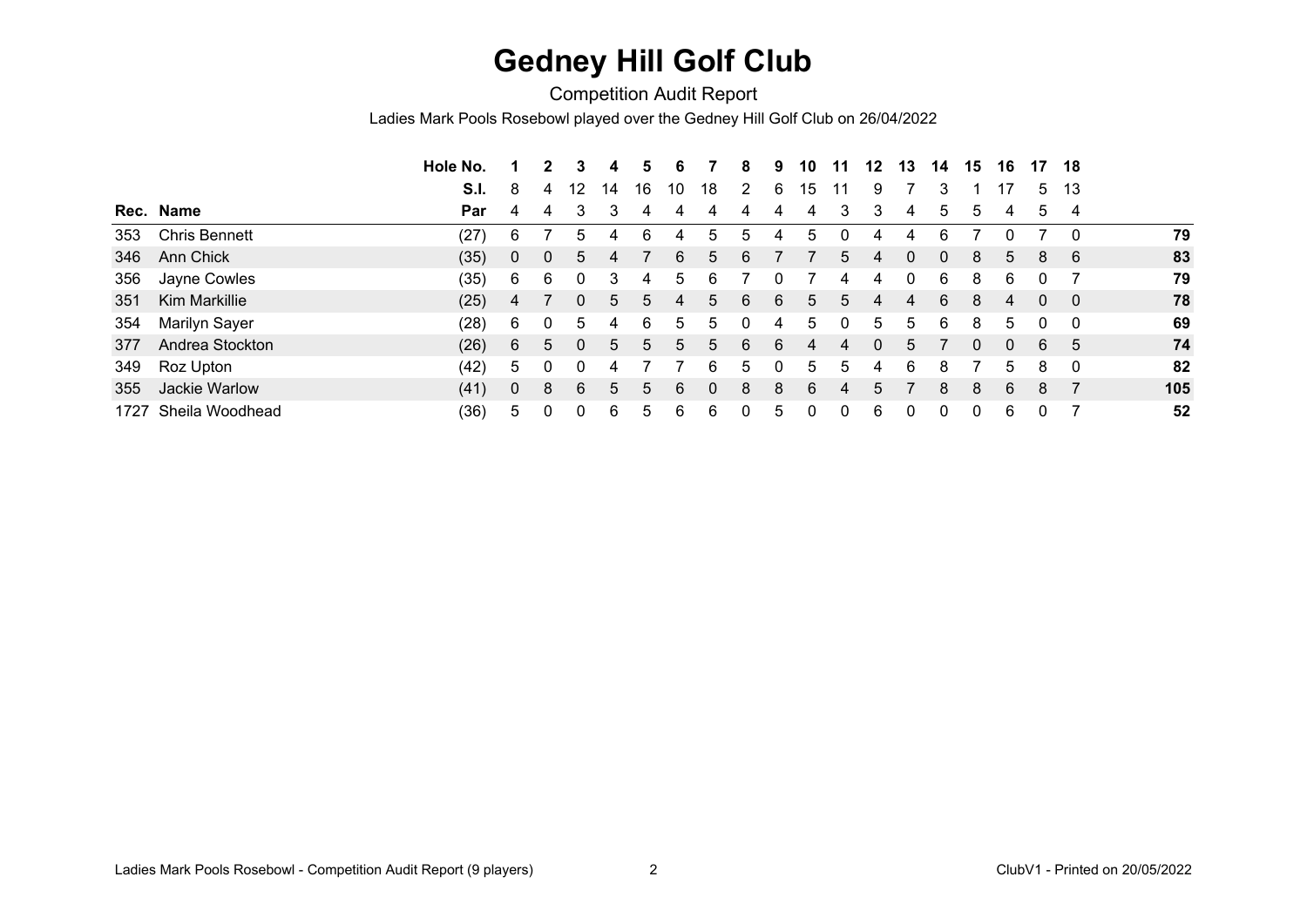# Gedney Hill Golf Club

Competition Audit Report

Ladies Mark Pools Rosebowl played over the Gedney Hill Golf Club on 26/04/2022

| | | Hole No. | 1 | 2 | 3 | 4 | 5 | 6 | 7 | 8 | 9 | 10 | 11 | 12 | 13 | 14 | 15 | 16 | 17 | 18 | |
|---|---|---|---|---|---|---|---|---|---|---|---|---|---|---|---|---|---|---|---|---|---|
| | | S.I. | 8 | 4 | 12 | 14 | 16 | 10 | 18 | 2 | 6 | 15 | 11 | 9 | 7 | 3 | 1 | 17 | 5 | 13 | |
| Rec. | Name | Par | 4 | 4 | 3 | 3 | 4 | 4 | 4 | 4 | 4 | 4 | 3 | 3 | 4 | 5 | 5 | 4 | 5 | 4 | |
| 353 | Chris Bennett | (27) | 6 | 7 | 5 | 4 | 6 | 4 | 5 | 5 | 4 | 5 | 0 | 4 | 4 | 6 | 7 | 0 | 7 | 0 | **79** |
| 346 | Ann Chick | (35) | 0 | 0 | 5 | 4 | 7 | 6 | 5 | 6 | 7 | 7 | 5 | 4 | 0 | 0 | 8 | 5 | 8 | 6 | **83** |
| 356 | Jayne Cowles | (35) | 6 | 6 | 0 | 3 | 4 | 5 | 6 | 7 | 0 | 7 | 4 | 4 | 0 | 6 | 8 | 6 | 0 | 7 | **79** |
| 351 | Kim Markillie | (25) | 4 | 7 | 0 | 5 | 5 | 4 | 5 | 6 | 6 | 5 | 5 | 4 | 4 | 6 | 8 | 4 | 0 | 0 | **78** |
| 354 | Marilyn Sayer | (28) | 6 | 0 | 5 | 4 | 6 | 5 | 5 | 0 | 4 | 5 | 0 | 5 | 5 | 6 | 8 | 5 | 0 | 0 | **69** |
| 377 | Andrea Stockton | (26) | 6 | 5 | 0 | 5 | 5 | 5 | 5 | 6 | 6 | 4 | 4 | 0 | 5 | 7 | 0 | 0 | 6 | 5 | **74** |
| 349 | Roz Upton | (42) | 5 | 0 | 0 | 4 | 7 | 7 | 6 | 5 | 0 | 5 | 5 | 4 | 6 | 8 | 7 | 5 | 8 | 0 | **82** |
| 355 | Jackie Warlow | (41) | 0 | 8 | 6 | 5 | 5 | 6 | 0 | 8 | 8 | 6 | 4 | 5 | 7 | 8 | 8 | 6 | 8 | 7 | **105** |
| 1727 | Sheila Woodhead | (36) | 5 | 0 | 0 | 6 | 5 | 6 | 6 | 0 | 5 | 0 | 0 | 6 | 0 | 0 | 0 | 6 | 0 | 7 | **52** |

Ladies Mark Pools Rosebowl - Competition Audit Report (9 players)

ClubV1 - Printed on 20/05/2022